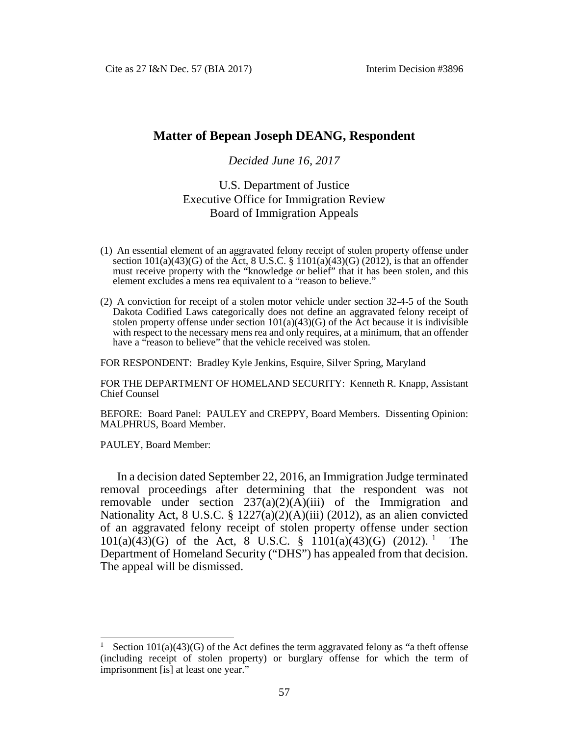# Matter of Bepean Joseph DEANG, Respondent

*Decided June 16, 2017*

U.S. Department of Justice
Executive Office for Immigration Review
Board of Immigration Appeals

(1) An essential element of an aggravated felony receipt of stolen property offense under section 101(a)(43)(G) of the Act, 8 U.S.C. § 1101(a)(43)(G) (2012), is that an offender must receive property with the "knowledge or belief" that it has been stolen, and this element excludes a mens rea equivalent to a "reason to believe."

(2) A conviction for receipt of a stolen motor vehicle under section 32-4-5 of the South Dakota Codified Laws categorically does not define an aggravated felony receipt of stolen property offense under section 101(a)(43)(G) of the Act because it is indivisible with respect to the necessary mens rea and only requires, at a minimum, that an offender have a "reason to believe" that the vehicle received was stolen.

FOR RESPONDENT: Bradley Kyle Jenkins, Esquire, Silver Spring, Maryland

FOR THE DEPARTMENT OF HOMELAND SECURITY: Kenneth R. Knapp, Assistant Chief Counsel

BEFORE: Board Panel: PAULEY and CREPPY, Board Members. Dissenting Opinion: MALPHRUS, Board Member.

PAULEY, Board Member:

In a decision dated September 22, 2016, an Immigration Judge terminated removal proceedings after determining that the respondent was not removable under section 237(a)(2)(A)(iii) of the Immigration and Nationality Act, 8 U.S.C. § 1227(a)(2)(A)(iii) (2012), as an alien convicted of an aggravated felony receipt of stolen property offense under section 101(a)(43)(G) of the Act, 8 U.S.C. § 1101(a)(43)(G) (2012).[1] The Department of Homeland Security ("DHS") has appealed from that decision. The appeal will be dismissed.

---

[1] Section 101(a)(43)(G) of the Act defines the term aggravated felony as "a theft offense (including receipt of stolen property) or burglary offense for which the term of imprisonment [is] at least one year."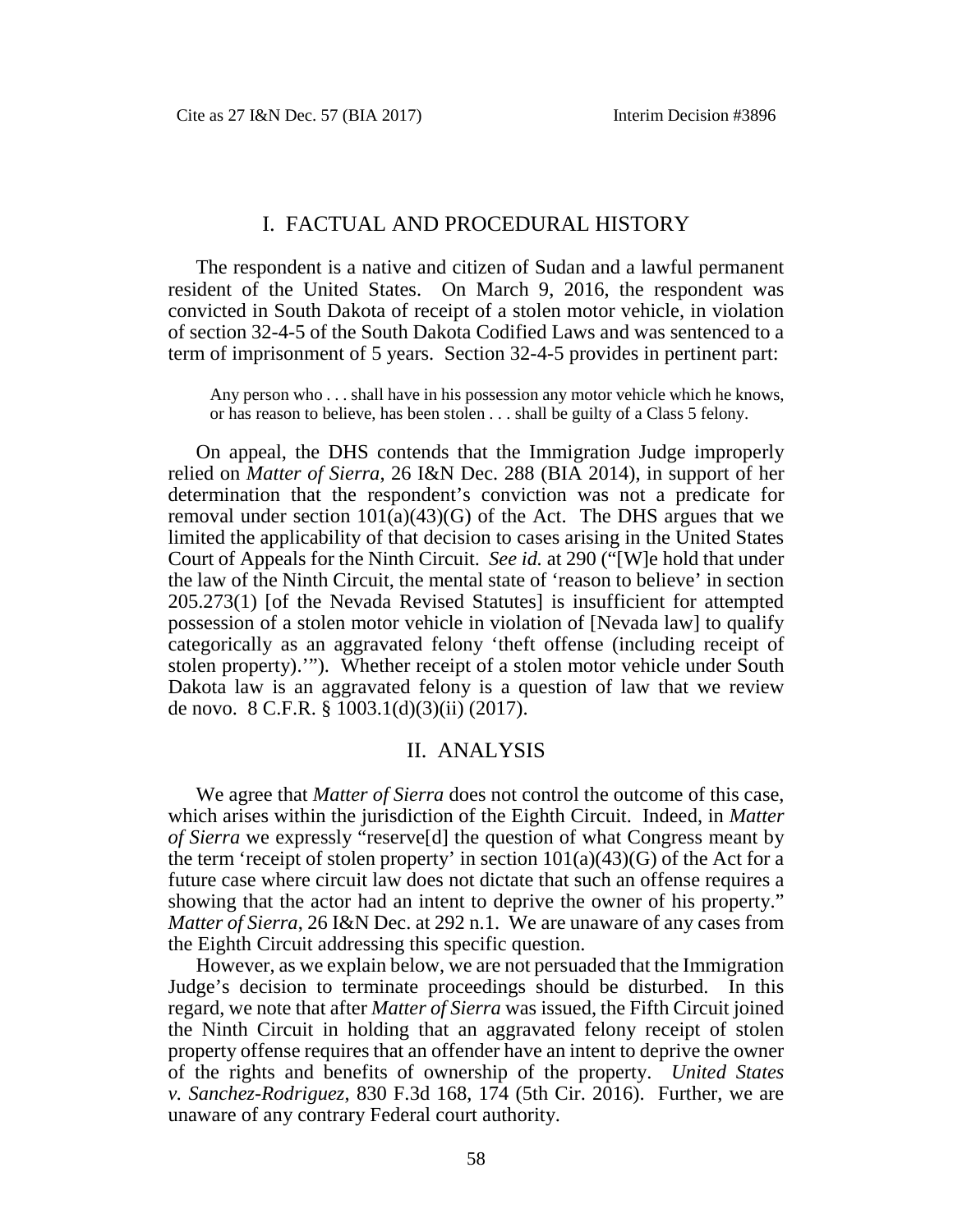## I. FACTUAL AND PROCEDURAL HISTORY

The respondent is a native and citizen of Sudan and a lawful permanent resident of the United States. On March 9, 2016, the respondent was convicted in South Dakota of receipt of a stolen motor vehicle, in violation of section 32-4-5 of the South Dakota Codified Laws and was sentenced to a term of imprisonment of 5 years. Section 32-4-5 provides in pertinent part:

> Any person who . . . shall have in his possession any motor vehicle which he knows, or has reason to believe, has been stolen . . . shall be guilty of a Class 5 felony.

On appeal, the DHS contends that the Immigration Judge improperly relied on *Matter of Sierra*, 26 I&N Dec. 288 (BIA 2014), in support of her determination that the respondent's conviction was not a predicate for removal under section 101(a)(43)(G) of the Act. The DHS argues that we limited the applicability of that decision to cases arising in the United States Court of Appeals for the Ninth Circuit. *See id.* at 290 ("[W]e hold that under the law of the Ninth Circuit, the mental state of 'reason to believe' in section 205.273(1) [of the Nevada Revised Statutes] is insufficient for attempted possession of a stolen motor vehicle in violation of [Nevada law] to qualify categorically as an aggravated felony 'theft offense (including receipt of stolen property).'"). Whether receipt of a stolen motor vehicle under South Dakota law is an aggravated felony is a question of law that we review de novo. 8 C.F.R. § 1003.1(d)(3)(ii) (2017).

## II. ANALYSIS

We agree that *Matter of Sierra* does not control the outcome of this case, which arises within the jurisdiction of the Eighth Circuit. Indeed, in *Matter of Sierra* we expressly "reserve[d] the question of what Congress meant by the term 'receipt of stolen property' in section 101(a)(43)(G) of the Act for a future case where circuit law does not dictate that such an offense requires a showing that the actor had an intent to deprive the owner of his property." *Matter of Sierra*, 26 I&N Dec. at 292 n.1. We are unaware of any cases from the Eighth Circuit addressing this specific question.

However, as we explain below, we are not persuaded that the Immigration Judge's decision to terminate proceedings should be disturbed. In this regard, we note that after *Matter of Sierra* was issued, the Fifth Circuit joined the Ninth Circuit in holding that an aggravated felony receipt of stolen property offense requires that an offender have an intent to deprive the owner of the rights and benefits of ownership of the property. *United States v. Sanchez-Rodriguez*, 830 F.3d 168, 174 (5th Cir. 2016). Further, we are unaware of any contrary Federal court authority.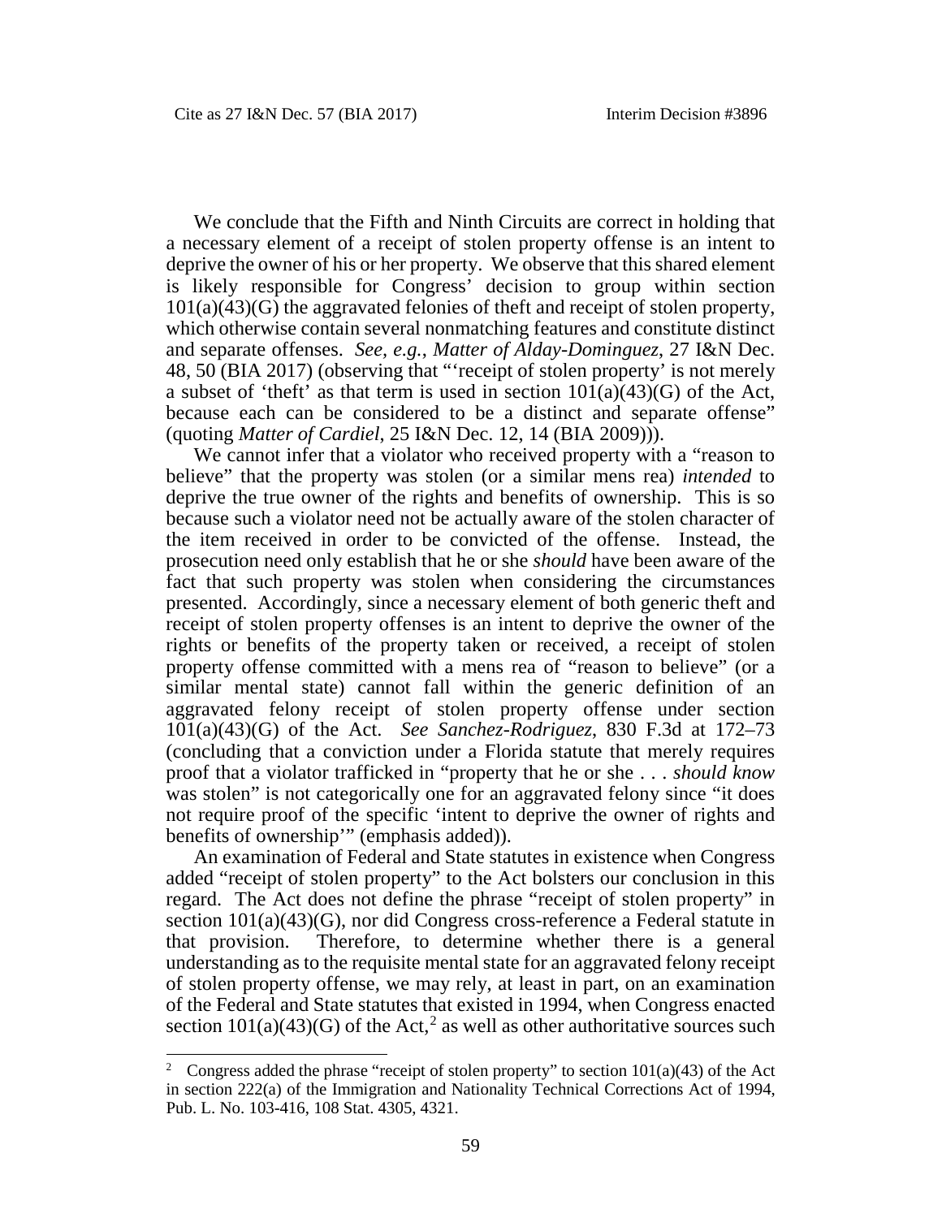We conclude that the Fifth and Ninth Circuits are correct in holding that a necessary element of a receipt of stolen property offense is an intent to deprive the owner of his or her property. We observe that this shared element is likely responsible for Congress' decision to group within section 101(a)(43)(G) the aggravated felonies of theft and receipt of stolen property, which otherwise contain several nonmatching features and constitute distinct and separate offenses. *See, e.g.*, *Matter of Alday-Dominguez*, 27 I&N Dec. 48, 50 (BIA 2017) (observing that "'receipt of stolen property' is not merely a subset of 'theft' as that term is used in section 101(a)(43)(G) of the Act, because each can be considered to be a distinct and separate offense" (quoting *Matter of Cardiel*, 25 I&N Dec. 12, 14 (BIA 2009))).

We cannot infer that a violator who received property with a "reason to believe" that the property was stolen (or a similar mens rea) *intended* to deprive the true owner of the rights and benefits of ownership. This is so because such a violator need not be actually aware of the stolen character of the item received in order to be convicted of the offense. Instead, the prosecution need only establish that he or she *should* have been aware of the fact that such property was stolen when considering the circumstances presented. Accordingly, since a necessary element of both generic theft and receipt of stolen property offenses is an intent to deprive the owner of the rights or benefits of the property taken or received, a receipt of stolen property offense committed with a mens rea of "reason to believe" (or a similar mental state) cannot fall within the generic definition of an aggravated felony receipt of stolen property offense under section 101(a)(43)(G) of the Act. *See Sanchez-Rodriguez*, 830 F.3d at 172–73 (concluding that a conviction under a Florida statute that merely requires proof that a violator trafficked in "property that he or she . . . *should know* was stolen" is not categorically one for an aggravated felony since "it does not require proof of the specific 'intent to deprive the owner of rights and benefits of ownership'" (emphasis added)).

An examination of Federal and State statutes in existence when Congress added "receipt of stolen property" to the Act bolsters our conclusion in this regard. The Act does not define the phrase "receipt of stolen property" in section 101(a)(43)(G), nor did Congress cross-reference a Federal statute in that provision. Therefore, to determine whether there is a general understanding as to the requisite mental state for an aggravated felony receipt of stolen property offense, we may rely, at least in part, on an examination of the Federal and State statutes that existed in 1994, when Congress enacted section 101(a)(43)(G) of the Act,[2] as well as other authoritative sources such

[2] Congress added the phrase "receipt of stolen property" to section 101(a)(43) of the Act in section 222(a) of the Immigration and Nationality Technical Corrections Act of 1994, Pub. L. No. 103-416, 108 Stat. 4305, 4321.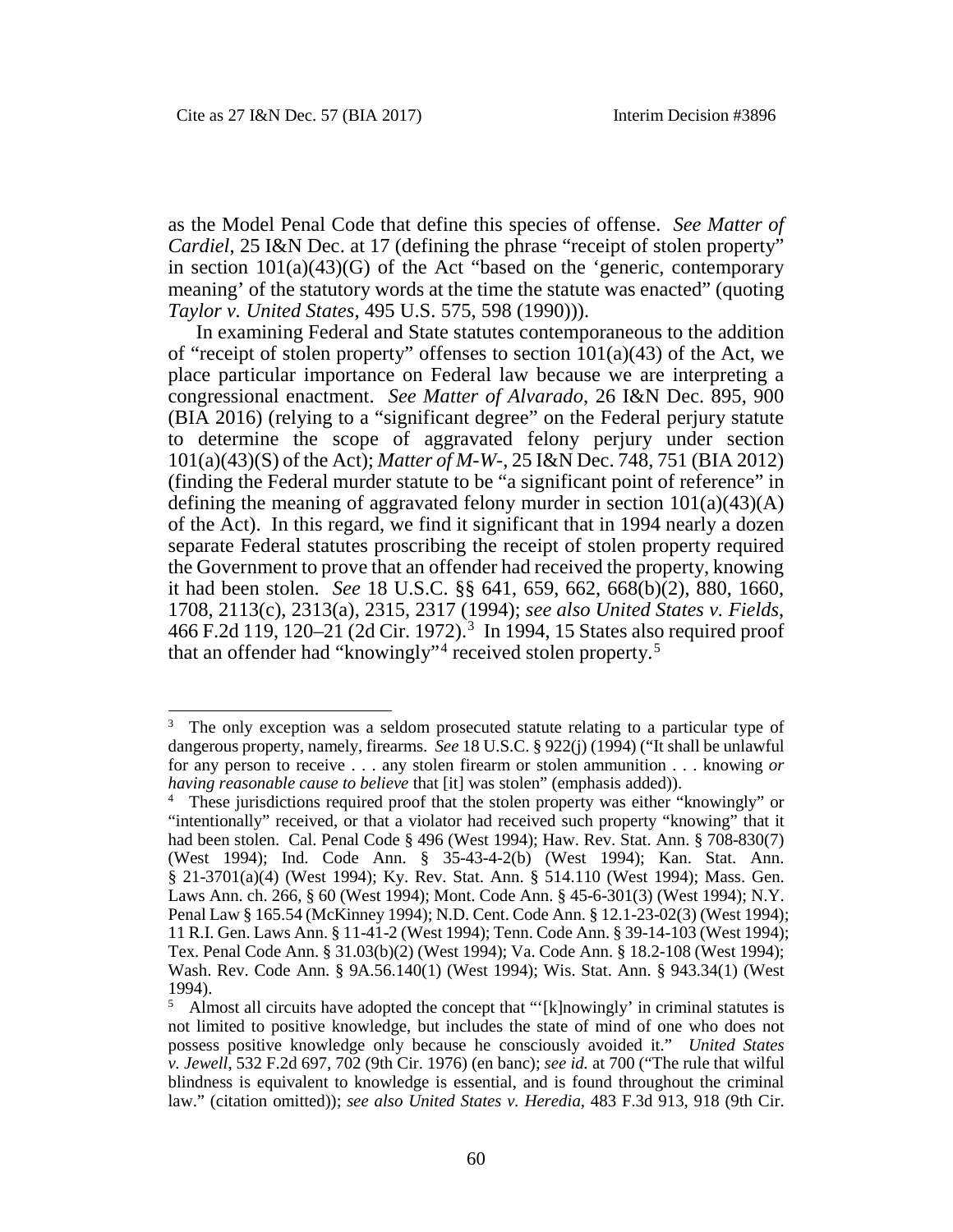as the Model Penal Code that define this species of offense. *See Matter of Cardiel*, 25 I&N Dec. at 17 (defining the phrase "receipt of stolen property" in section 101(a)(43)(G) of the Act "based on the 'generic, contemporary meaning' of the statutory words at the time the statute was enacted" (quoting *Taylor v. United States*, 495 U.S. 575, 598 (1990))).

In examining Federal and State statutes contemporaneous to the addition of "receipt of stolen property" offenses to section 101(a)(43) of the Act, we place particular importance on Federal law because we are interpreting a congressional enactment. *See Matter of Alvarado*, 26 I&N Dec. 895, 900 (BIA 2016) (relying to a "significant degree" on the Federal perjury statute to determine the scope of aggravated felony perjury under section 101(a)(43)(S) of the Act); *Matter of M-W-*, 25 I&N Dec. 748, 751 (BIA 2012) (finding the Federal murder statute to be "a significant point of reference" in defining the meaning of aggravated felony murder in section 101(a)(43)(A) of the Act). In this regard, we find it significant that in 1994 nearly a dozen separate Federal statutes proscribing the receipt of stolen property required the Government to prove that an offender had received the property, knowing it had been stolen. *See* 18 U.S.C. §§ 641, 659, 662, 668(b)(2), 880, 1660, 1708, 2113(c), 2313(a), 2315, 2317 (1994); *see also United States v. Fields*, 466 F.2d 119, 120–21 (2d Cir. 1972).[3] In 1994, 15 States also required proof that an offender had "knowingly"[4] received stolen property.[5]

---

[3] The only exception was a seldom prosecuted statute relating to a particular type of dangerous property, namely, firearms. *See* 18 U.S.C. § 922(j) (1994) ("It shall be unlawful for any person to receive . . . any stolen firearm or stolen ammunition . . . knowing *or having reasonable cause to believe* that [it] was stolen" (emphasis added)).

[4] These jurisdictions required proof that the stolen property was either "knowingly" or "intentionally" received, or that a violator had received such property "knowing" that it had been stolen. Cal. Penal Code § 496 (West 1994); Haw. Rev. Stat. Ann. § 708-830(7) (West 1994); Ind. Code Ann. § 35-43-4-2(b) (West 1994); Kan. Stat. Ann. § 21-3701(a)(4) (West 1994); Ky. Rev. Stat. Ann. § 514.110 (West 1994); Mass. Gen. Laws Ann. ch. 266, § 60 (West 1994); Mont. Code Ann. § 45-6-301(3) (West 1994); N.Y. Penal Law § 165.54 (McKinney 1994); N.D. Cent. Code Ann. § 12.1-23-02(3) (West 1994); 11 R.I. Gen. Laws Ann. § 11-41-2 (West 1994); Tenn. Code Ann. § 39-14-103 (West 1994); Tex. Penal Code Ann. § 31.03(b)(2) (West 1994); Va. Code Ann. § 18.2-108 (West 1994); Wash. Rev. Code Ann. § 9A.56.140(1) (West 1994); Wis. Stat. Ann. § 943.34(1) (West 1994).

[5] Almost all circuits have adopted the concept that "'[k]nowingly' in criminal statutes is not limited to positive knowledge, but includes the state of mind of one who does not possess positive knowledge only because he consciously avoided it." *United States v. Jewell*, 532 F.2d 697, 702 (9th Cir. 1976) (en banc); *see id.* at 700 ("The rule that wilful blindness is equivalent to knowledge is essential, and is found throughout the criminal law." (citation omitted)); *see also United States v. Heredia*, 483 F.3d 913, 918 (9th Cir.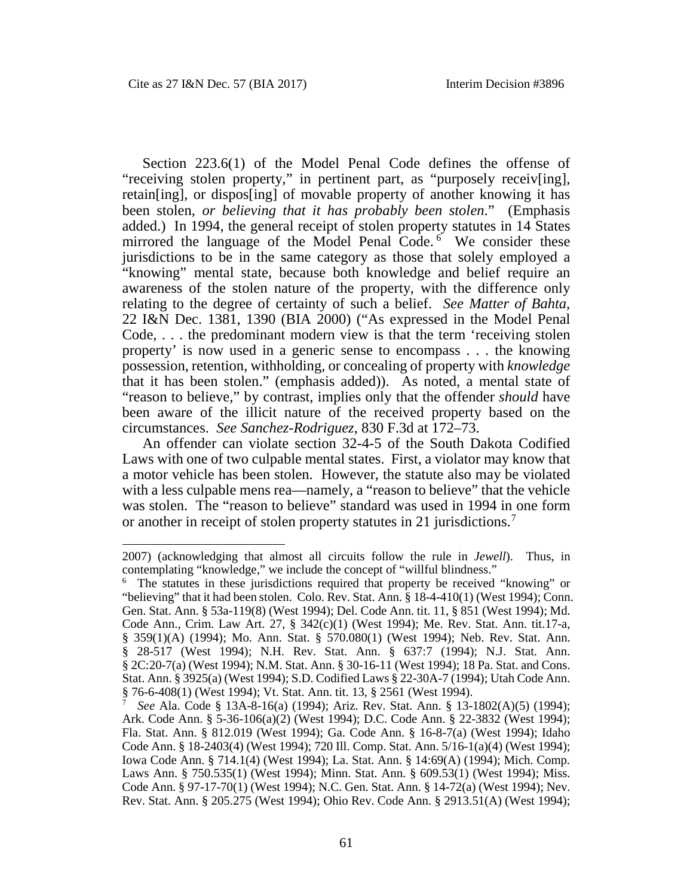Section 223.6(1) of the Model Penal Code defines the offense of "receiving stolen property," in pertinent part, as "purposely receiv[ing], retain[ing], or dispos[ing] of movable property of another knowing it has been stolen, *or believing that it has probably been stolen*." (Emphasis added.) In 1994, the general receipt of stolen property statutes in 14 States mirrored the language of the Model Penal Code.[6] We consider these jurisdictions to be in the same category as those that solely employed a "knowing" mental state, because both knowledge and belief require an awareness of the stolen nature of the property, with the difference only relating to the degree of certainty of such a belief. *See Matter of Bahta*, 22 I&N Dec. 1381, 1390 (BIA 2000) ("As expressed in the Model Penal Code, . . . the predominant modern view is that the term 'receiving stolen property' is now used in a generic sense to encompass . . . the knowing possession, retention, withholding, or concealing of property with *knowledge* that it has been stolen." (emphasis added)). As noted, a mental state of "reason to believe," by contrast, implies only that the offender *should* have been aware of the illicit nature of the received property based on the circumstances. *See Sanchez-Rodriguez*, 830 F.3d at 172–73.

An offender can violate section 32-4-5 of the South Dakota Codified Laws with one of two culpable mental states. First, a violator may know that a motor vehicle has been stolen. However, the statute also may be violated with a less culpable mens rea—namely, a "reason to believe" that the vehicle was stolen. The "reason to believe" standard was used in 1994 in one form or another in receipt of stolen property statutes in 21 jurisdictions.[7]

---

2007) (acknowledging that almost all circuits follow the rule in *Jewell*). Thus, in contemplating "knowledge," we include the concept of "willful blindness."

[6] The statutes in these jurisdictions required that property be received "knowing" or "believing" that it had been stolen. Colo. Rev. Stat. Ann. § 18-4-410(1) (West 1994); Conn. Gen. Stat. Ann. § 53a-119(8) (West 1994); Del. Code Ann. tit. 11, § 851 (West 1994); Md. Code Ann., Crim. Law Art. 27, § 342(c)(1) (West 1994); Me. Rev. Stat. Ann. tit.17-a, § 359(1)(A) (1994); Mo. Ann. Stat. § 570.080(1) (West 1994); Neb. Rev. Stat. Ann. § 28-517 (West 1994); N.H. Rev. Stat. Ann. § 637:7 (1994); N.J. Stat. Ann. § 2C:20-7(a) (West 1994); N.M. Stat. Ann. § 30-16-11 (West 1994); 18 Pa. Stat. and Cons. Stat. Ann. § 3925(a) (West 1994); S.D. Codified Laws § 22-30A-7 (1994); Utah Code Ann. § 76-6-408(1) (West 1994); Vt. Stat. Ann. tit. 13, § 2561 (West 1994).

[7] *See* Ala. Code § 13A-8-16(a) (1994); Ariz. Rev. Stat. Ann. § 13-1802(A)(5) (1994); Ark. Code Ann. § 5-36-106(a)(2) (West 1994); D.C. Code Ann. § 22-3832 (West 1994); Fla. Stat. Ann. § 812.019 (West 1994); Ga. Code Ann. § 16-8-7(a) (West 1994); Idaho Code Ann. § 18-2403(4) (West 1994); 720 Ill. Comp. Stat. Ann. 5/16-1(a)(4) (West 1994); Iowa Code Ann. § 714.1(4) (West 1994); La. Stat. Ann. § 14:69(A) (1994); Mich. Comp. Laws Ann. § 750.535(1) (West 1994); Minn. Stat. Ann. § 609.53(1) (West 1994); Miss. Code Ann. § 97-17-70(1) (West 1994); N.C. Gen. Stat. Ann. § 14-72(a) (West 1994); Nev. Rev. Stat. Ann. § 205.275 (West 1994); Ohio Rev. Code Ann. § 2913.51(A) (West 1994);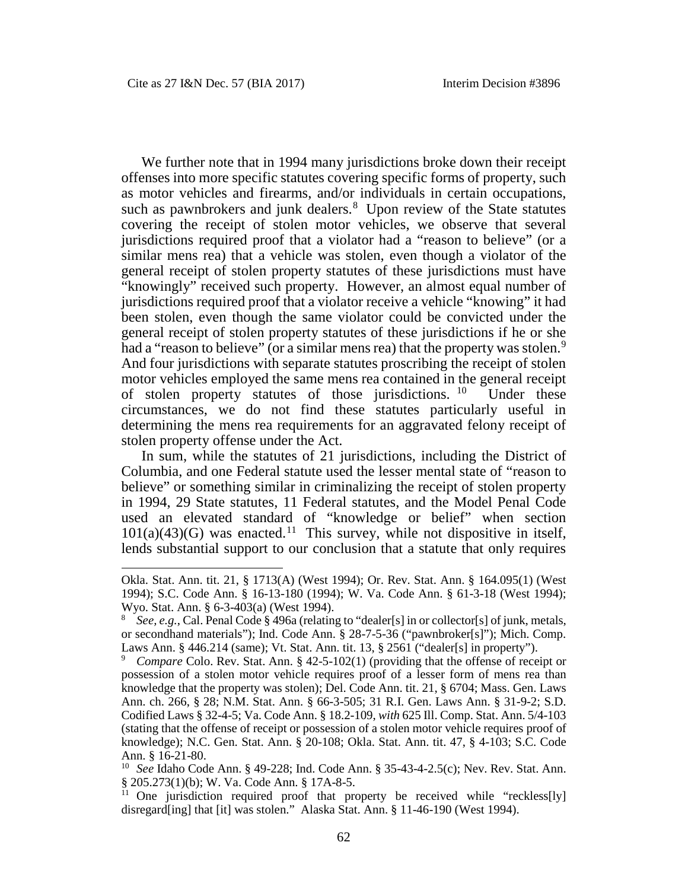We further note that in 1994 many jurisdictions broke down their receipt offenses into more specific statutes covering specific forms of property, such as motor vehicles and firearms, and/or individuals in certain occupations, such as pawnbrokers and junk dealers.[8] Upon review of the State statutes covering the receipt of stolen motor vehicles, we observe that several jurisdictions required proof that a violator had a "reason to believe" (or a similar mens rea) that a vehicle was stolen, even though a violator of the general receipt of stolen property statutes of these jurisdictions must have "knowingly" received such property. However, an almost equal number of jurisdictions required proof that a violator receive a vehicle "knowing" it had been stolen, even though the same violator could be convicted under the general receipt of stolen property statutes of these jurisdictions if he or she had a "reason to believe" (or a similar mens rea) that the property was stolen.[9] And four jurisdictions with separate statutes proscribing the receipt of stolen motor vehicles employed the same mens rea contained in the general receipt of stolen property statutes of those jurisdictions.[10] Under these circumstances, we do not find these statutes particularly useful in determining the mens rea requirements for an aggravated felony receipt of stolen property offense under the Act.

In sum, while the statutes of 21 jurisdictions, including the District of Columbia, and one Federal statute used the lesser mental state of "reason to believe" or something similar in criminalizing the receipt of stolen property in 1994, 29 State statutes, 11 Federal statutes, and the Model Penal Code used an elevated standard of "knowledge or belief" when section 101(a)(43)(G) was enacted.[11] This survey, while not dispositive in itself, lends substantial support to our conclusion that a statute that only requires

---

Okla. Stat. Ann. tit. 21, § 1713(A) (West 1994); Or. Rev. Stat. Ann. § 164.095(1) (West 1994); S.C. Code Ann. § 16-13-180 (1994); W. Va. Code Ann. § 61-3-18 (West 1994); Wyo. Stat. Ann. § 6-3-403(a) (West 1994).

[8] *See, e.g.*, Cal. Penal Code § 496a (relating to "dealer[s] in or collector[s] of junk, metals, or secondhand materials"); Ind. Code Ann. § 28-7-5-36 ("pawnbroker[s]"); Mich. Comp. Laws Ann. § 446.214 (same); Vt. Stat. Ann. tit. 13, § 2561 ("dealer[s] in property").

[9] *Compare* Colo. Rev. Stat. Ann. § 42-5-102(1) (providing that the offense of receipt or possession of a stolen motor vehicle requires proof of a lesser form of mens rea than knowledge that the property was stolen); Del. Code Ann. tit. 21, § 6704; Mass. Gen. Laws Ann. ch. 266, § 28; N.M. Stat. Ann. § 66-3-505; 31 R.I. Gen. Laws Ann. § 31-9-2; S.D. Codified Laws § 32-4-5; Va. Code Ann. § 18.2-109, *with* 625 Ill. Comp. Stat. Ann. 5/4-103 (stating that the offense of receipt or possession of a stolen motor vehicle requires proof of knowledge); N.C. Gen. Stat. Ann. § 20-108; Okla. Stat. Ann. tit. 47, § 4-103; S.C. Code Ann. § 16-21-80.

[10] *See* Idaho Code Ann. § 49-228; Ind. Code Ann. § 35-43-4-2.5(c); Nev. Rev. Stat. Ann. § 205.273(1)(b); W. Va. Code Ann. § 17A-8-5.

[11] One jurisdiction required proof that property be received while "reckless[ly] disregard[ing] that [it] was stolen." Alaska Stat. Ann. § 11-46-190 (West 1994).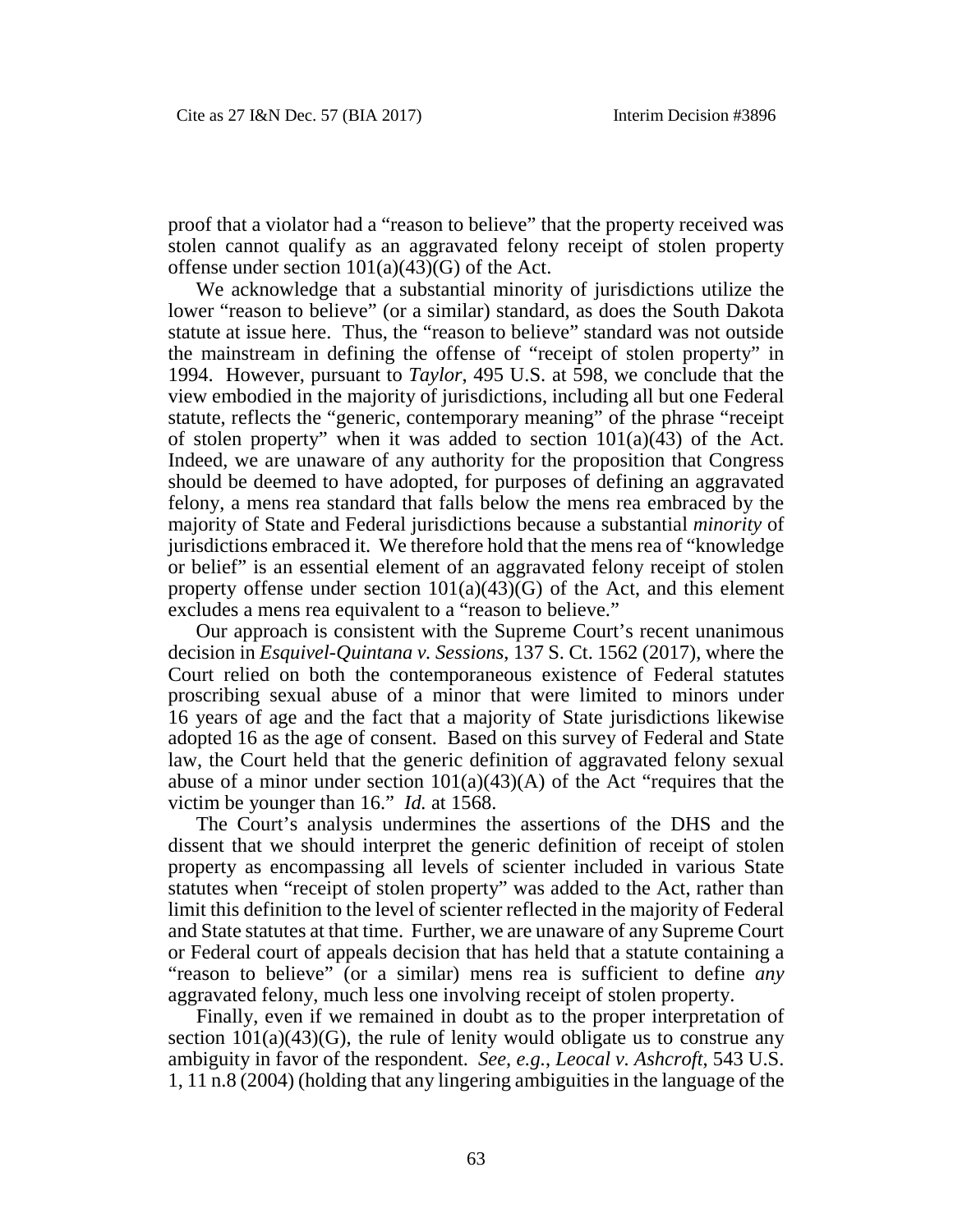proof that a violator had a "reason to believe" that the property received was stolen cannot qualify as an aggravated felony receipt of stolen property offense under section 101(a)(43)(G) of the Act.

We acknowledge that a substantial minority of jurisdictions utilize the lower "reason to believe" (or a similar) standard, as does the South Dakota statute at issue here. Thus, the "reason to believe" standard was not outside the mainstream in defining the offense of "receipt of stolen property" in 1994. However, pursuant to *Taylor*, 495 U.S. at 598, we conclude that the view embodied in the majority of jurisdictions, including all but one Federal statute, reflects the "generic, contemporary meaning" of the phrase "receipt of stolen property" when it was added to section 101(a)(43) of the Act. Indeed, we are unaware of any authority for the proposition that Congress should be deemed to have adopted, for purposes of defining an aggravated felony, a mens rea standard that falls below the mens rea embraced by the majority of State and Federal jurisdictions because a substantial *minority* of jurisdictions embraced it. We therefore hold that the mens rea of "knowledge or belief" is an essential element of an aggravated felony receipt of stolen property offense under section 101(a)(43)(G) of the Act, and this element excludes a mens rea equivalent to a "reason to believe."

Our approach is consistent with the Supreme Court's recent unanimous decision in *Esquivel-Quintana v. Sessions*, 137 S. Ct. 1562 (2017), where the Court relied on both the contemporaneous existence of Federal statutes proscribing sexual abuse of a minor that were limited to minors under 16 years of age and the fact that a majority of State jurisdictions likewise adopted 16 as the age of consent. Based on this survey of Federal and State law, the Court held that the generic definition of aggravated felony sexual abuse of a minor under section 101(a)(43)(A) of the Act "requires that the victim be younger than 16." *Id.* at 1568.

The Court's analysis undermines the assertions of the DHS and the dissent that we should interpret the generic definition of receipt of stolen property as encompassing all levels of scienter included in various State statutes when "receipt of stolen property" was added to the Act, rather than limit this definition to the level of scienter reflected in the majority of Federal and State statutes at that time. Further, we are unaware of any Supreme Court or Federal court of appeals decision that has held that a statute containing a "reason to believe" (or a similar) mens rea is sufficient to define *any* aggravated felony, much less one involving receipt of stolen property.

Finally, even if we remained in doubt as to the proper interpretation of section 101(a)(43)(G), the rule of lenity would obligate us to construe any ambiguity in favor of the respondent. *See, e.g.*, *Leocal v. Ashcroft*, 543 U.S. 1, 11 n.8 (2004) (holding that any lingering ambiguities in the language of the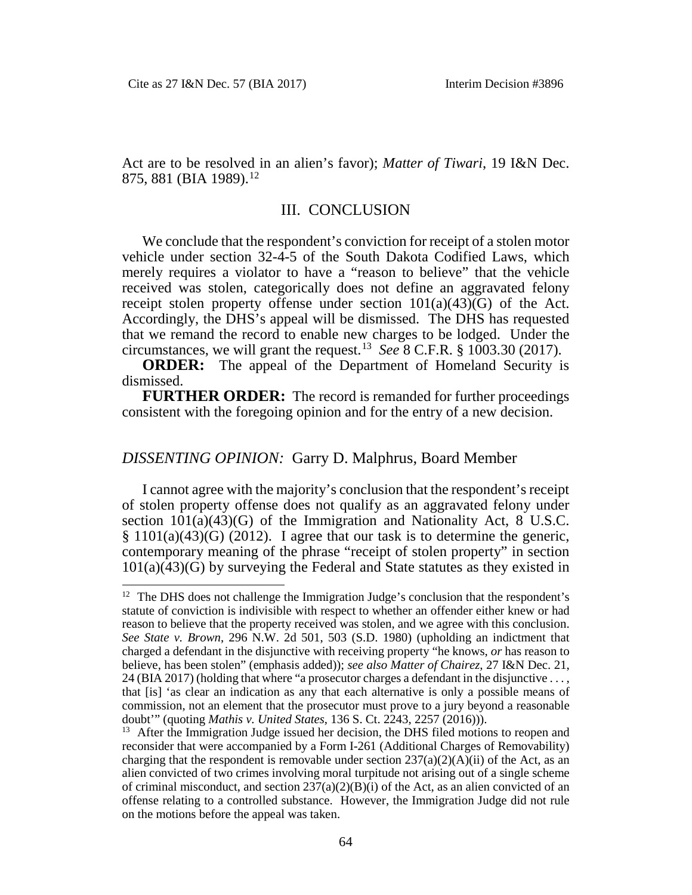Act are to be resolved in an alien's favor); *Matter of Tiwari*, 19 I&N Dec. 875, 881 (BIA 1989).[12]

## III. CONCLUSION

We conclude that the respondent's conviction for receipt of a stolen motor vehicle under section 32-4-5 of the South Dakota Codified Laws, which merely requires a violator to have a "reason to believe" that the vehicle received was stolen, categorically does not define an aggravated felony receipt stolen property offense under section 101(a)(43)(G) of the Act. Accordingly, the DHS's appeal will be dismissed. The DHS has requested that we remand the record to enable new charges to be lodged. Under the circumstances, we will grant the request.[13] *See* 8 C.F.R. § 1003.30 (2017).

**ORDER:** The appeal of the Department of Homeland Security is dismissed.

**FURTHER ORDER:** The record is remanded for further proceedings consistent with the foregoing opinion and for the entry of a new decision.

*DISSENTING OPINION:* Garry D. Malphrus, Board Member

I cannot agree with the majority's conclusion that the respondent's receipt of stolen property offense does not qualify as an aggravated felony under section 101(a)(43)(G) of the Immigration and Nationality Act, 8 U.S.C. § 1101(a)(43)(G) (2012). I agree that our task is to determine the generic, contemporary meaning of the phrase "receipt of stolen property" in section 101(a)(43)(G) by surveying the Federal and State statutes as they existed in

---

[12] The DHS does not challenge the Immigration Judge's conclusion that the respondent's statute of conviction is indivisible with respect to whether an offender either knew or had reason to believe that the property received was stolen, and we agree with this conclusion. *See State v. Brown*, 296 N.W. 2d 501, 503 (S.D. 1980) (upholding an indictment that charged a defendant in the disjunctive with receiving property "he knows, *or* has reason to believe, has been stolen" (emphasis added)); *see also Matter of Chairez*, 27 I&N Dec. 21, 24 (BIA 2017) (holding that where "a prosecutor charges a defendant in the disjunctive . . . , that [is] 'as clear an indication as any that each alternative is only a possible means of commission, not an element that the prosecutor must prove to a jury beyond a reasonable doubt'" (quoting *Mathis v. United States*, 136 S. Ct. 2243, 2257 (2016))).

[13] After the Immigration Judge issued her decision, the DHS filed motions to reopen and reconsider that were accompanied by a Form I-261 (Additional Charges of Removability) charging that the respondent is removable under section 237(a)(2)(A)(ii) of the Act, as an alien convicted of two crimes involving moral turpitude not arising out of a single scheme of criminal misconduct, and section 237(a)(2)(B)(i) of the Act, as an alien convicted of an offense relating to a controlled substance. However, the Immigration Judge did not rule on the motions before the appeal was taken.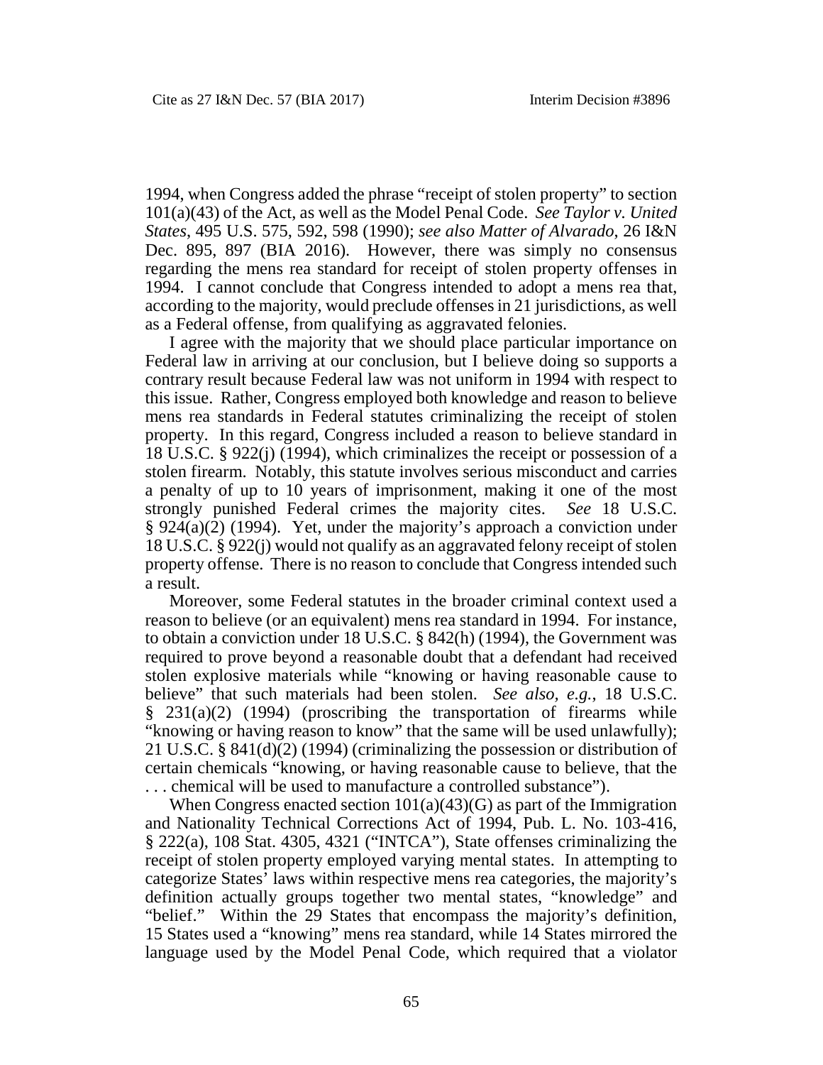1994, when Congress added the phrase "receipt of stolen property" to section 101(a)(43) of the Act, as well as the Model Penal Code. *See Taylor v. United States*, 495 U.S. 575, 592, 598 (1990); *see also Matter of Alvarado*, 26 I&N Dec. 895, 897 (BIA 2016). However, there was simply no consensus regarding the mens rea standard for receipt of stolen property offenses in 1994. I cannot conclude that Congress intended to adopt a mens rea that, according to the majority, would preclude offenses in 21 jurisdictions, as well as a Federal offense, from qualifying as aggravated felonies.

I agree with the majority that we should place particular importance on Federal law in arriving at our conclusion, but I believe doing so supports a contrary result because Federal law was not uniform in 1994 with respect to this issue. Rather, Congress employed both knowledge and reason to believe mens rea standards in Federal statutes criminalizing the receipt of stolen property. In this regard, Congress included a reason to believe standard in 18 U.S.C. § 922(j) (1994), which criminalizes the receipt or possession of a stolen firearm. Notably, this statute involves serious misconduct and carries a penalty of up to 10 years of imprisonment, making it one of the most strongly punished Federal crimes the majority cites. *See* 18 U.S.C. § 924(a)(2) (1994). Yet, under the majority's approach a conviction under 18 U.S.C. § 922(j) would not qualify as an aggravated felony receipt of stolen property offense. There is no reason to conclude that Congress intended such a result.

Moreover, some Federal statutes in the broader criminal context used a reason to believe (or an equivalent) mens rea standard in 1994. For instance, to obtain a conviction under 18 U.S.C. § 842(h) (1994), the Government was required to prove beyond a reasonable doubt that a defendant had received stolen explosive materials while "knowing or having reasonable cause to believe" that such materials had been stolen. *See also, e.g.*, 18 U.S.C. § 231(a)(2) (1994) (proscribing the transportation of firearms while "knowing or having reason to know" that the same will be used unlawfully); 21 U.S.C. § 841(d)(2) (1994) (criminalizing the possession or distribution of certain chemicals "knowing, or having reasonable cause to believe, that the . . . chemical will be used to manufacture a controlled substance").

When Congress enacted section 101(a)(43)(G) as part of the Immigration and Nationality Technical Corrections Act of 1994, Pub. L. No. 103-416, § 222(a), 108 Stat. 4305, 4321 ("INTCA"), State offenses criminalizing the receipt of stolen property employed varying mental states. In attempting to categorize States' laws within respective mens rea categories, the majority's definition actually groups together two mental states, "knowledge" and "belief." Within the 29 States that encompass the majority's definition, 15 States used a "knowing" mens rea standard, while 14 States mirrored the language used by the Model Penal Code, which required that a violator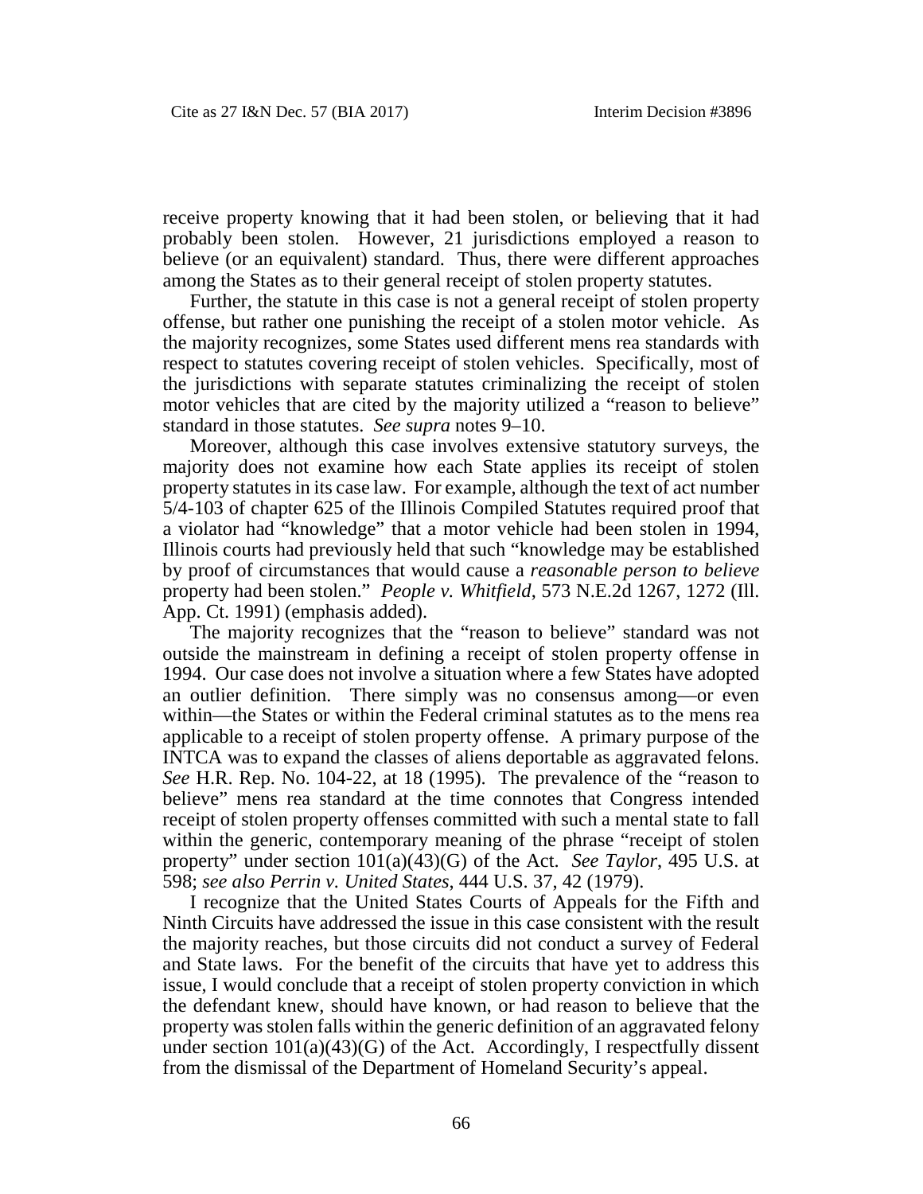receive property knowing that it had been stolen, or believing that it had probably been stolen. However, 21 jurisdictions employed a reason to believe (or an equivalent) standard. Thus, there were different approaches among the States as to their general receipt of stolen property statutes.

Further, the statute in this case is not a general receipt of stolen property offense, but rather one punishing the receipt of a stolen motor vehicle. As the majority recognizes, some States used different mens rea standards with respect to statutes covering receipt of stolen vehicles. Specifically, most of the jurisdictions with separate statutes criminalizing the receipt of stolen motor vehicles that are cited by the majority utilized a "reason to believe" standard in those statutes. *See supra* notes 9–10.

Moreover, although this case involves extensive statutory surveys, the majority does not examine how each State applies its receipt of stolen property statutes in its case law. For example, although the text of act number 5/4-103 of chapter 625 of the Illinois Compiled Statutes required proof that a violator had "knowledge" that a motor vehicle had been stolen in 1994, Illinois courts had previously held that such "knowledge may be established by proof of circumstances that would cause a *reasonable person to believe* property had been stolen." *People v. Whitfield*, 573 N.E.2d 1267, 1272 (Ill. App. Ct. 1991) (emphasis added).

The majority recognizes that the "reason to believe" standard was not outside the mainstream in defining a receipt of stolen property offense in 1994. Our case does not involve a situation where a few States have adopted an outlier definition. There simply was no consensus among—or even within—the States or within the Federal criminal statutes as to the mens rea applicable to a receipt of stolen property offense. A primary purpose of the INTCA was to expand the classes of aliens deportable as aggravated felons. *See* H.R. Rep. No. 104-22, at 18 (1995). The prevalence of the "reason to believe" mens rea standard at the time connotes that Congress intended receipt of stolen property offenses committed with such a mental state to fall within the generic, contemporary meaning of the phrase "receipt of stolen property" under section 101(a)(43)(G) of the Act. *See Taylor*, 495 U.S. at 598; *see also Perrin v. United States*, 444 U.S. 37, 42 (1979).

I recognize that the United States Courts of Appeals for the Fifth and Ninth Circuits have addressed the issue in this case consistent with the result the majority reaches, but those circuits did not conduct a survey of Federal and State laws. For the benefit of the circuits that have yet to address this issue, I would conclude that a receipt of stolen property conviction in which the defendant knew, should have known, or had reason to believe that the property was stolen falls within the generic definition of an aggravated felony under section 101(a)(43)(G) of the Act. Accordingly, I respectfully dissent from the dismissal of the Department of Homeland Security's appeal.